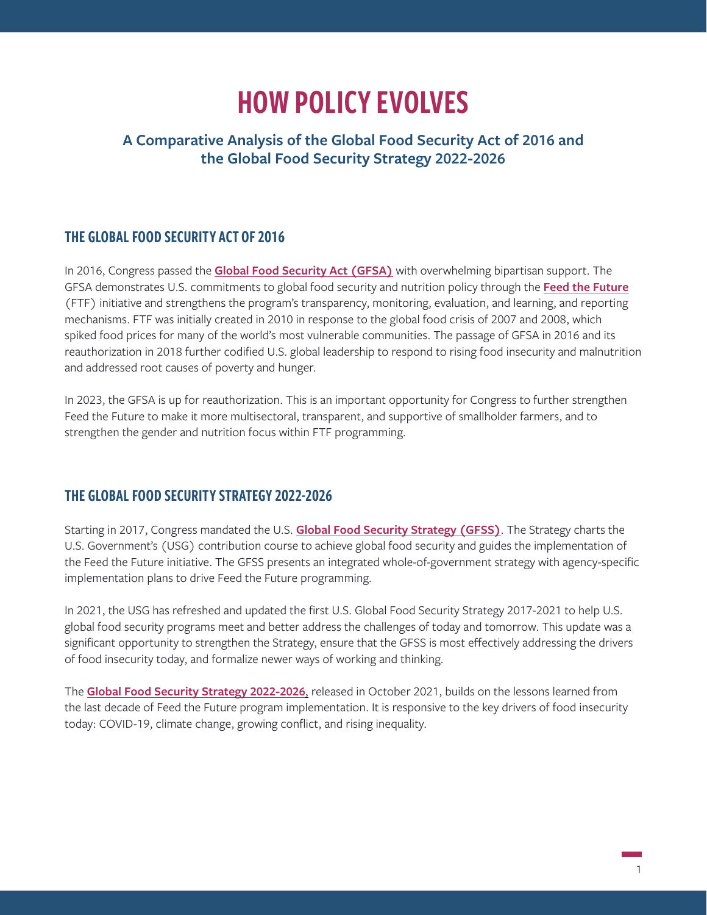# HOW POLICY EVOLVES

### A Comparative Analysis of the Global Food Security Act of 2016 and the Global Food Security Strategy 2022-2026

## THE GLOBAL FOOD SECURITY ACT OF 2016

In 2016, Congress passed the **Global Food Security Act (GFSA)** with overwhelming bipartisan support. The GFSA demonstrates U.S. commitments to global food security and nutrition policy through the **Feed the Future** (FTF) initiative and strengthens the program's transparency, monitoring, evaluation, and learning, and reporting mechanisms. FTF was initially created in 2010 in response to the global food crisis of 2007 and 2008, which spiked food prices for many of the world's most vulnerable communities. The passage of GFSA in 2016 and its reauthorization in 2018 further codified U.S. global leadership to respond to rising food insecurity and malnutrition and addressed root causes of poverty and hunger.

In 2023, the GFSA is up for reauthorization. This is an important opportunity for Congress to further strengthen Feed the Future to make it more multisectoral, transparent, and supportive of smallholder farmers, and to strengthen the gender and nutrition focus within FTF programming.

## THE GLOBAL FOOD SECURITY STRATEGY 2022-2026

Starting in 2017, Congress mandated the U.S. **Global Food Security Strategy (GFSS)**. The Strategy charts the U.S. Government's (USG) contribution course to achieve global food security and guides the implementation of the Feed the Future initiative. The GFSS presents an integrated whole-of-government strategy with agency-specific implementation plans to drive Feed the Future programming.

In 2021, the USG has refreshed and updated the first U.S. Global Food Security Strategy 2017-2021 to help U.S. global food security programs meet and better address the challenges of today and tomorrow. This update was a significant opportunity to strengthen the Strategy, ensure that the GFSS is most effectively addressing the drivers of food insecurity today, and formalize newer ways of working and thinking.

The **Global Food Security Strategy 2022-2026**, released in October 2021, builds on the lessons learned from the last decade of Feed the Future program implementation. It is responsive to the key drivers of food insecurity today: COVID-19, climate change, growing conflict, and rising inequality.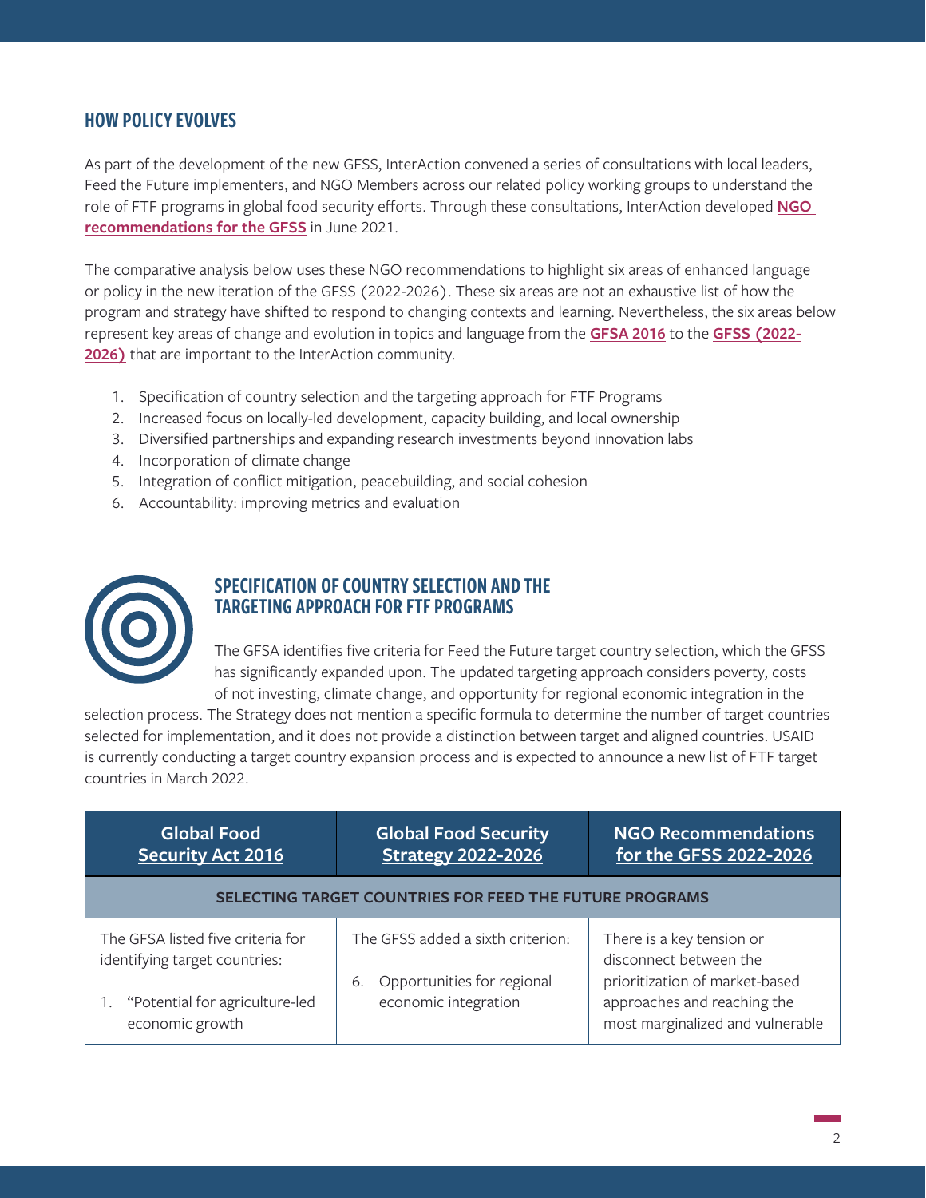## HOW POLICY EVOLVES

As part of the development of the new GFSS, InterAction convened a series of consultations with local leaders, Feed the Future implementers, and NGO Members across our related policy working groups to understand the role of FTF programs in global food security efforts. Through these consultations, InterAction developed **NGO recommendations for the GFSS** in June 2021.

The comparative analysis below uses these NGO recommendations to highlight six areas of enhanced language or policy in the new iteration of the GFSS (2022-2026). These six areas are not an exhaustive list of how the program and strategy have shifted to respond to changing contexts and learning. Nevertheless, the six areas below represent key areas of change and evolution in topics and language from the **GFSA 2016** to the **GFSS (2022-2026)** that are important to the InterAction community.

1. Specification of country selection and the targeting approach for FTF Programs
2. Increased focus on locally-led development, capacity building, and local ownership
3. Diversified partnerships and expanding research investments beyond innovation labs
4. Incorporation of climate change
5. Integration of conflict mitigation, peacebuilding, and social cohesion
6. Accountability: improving metrics and evaluation

### SPECIFICATION OF COUNTRY SELECTION AND THE TARGETING APPROACH FOR FTF PROGRAMS

The GFSA identifies five criteria for Feed the Future target country selection, which the GFSS has significantly expanded upon. The updated targeting approach considers poverty, costs of not investing, climate change, and opportunity for regional economic integration in the selection process. The Strategy does not mention a specific formula to determine the number of target countries selected for implementation, and it does not provide a distinction between target and aligned countries. USAID is currently conducting a target country expansion process and is expected to announce a new list of FTF target countries in March 2022.

| Global Food Security Act 2016 | Global Food Security Strategy 2022-2026 | NGO Recommendations for the GFSS 2022-2026 |
|---|---|---|
| **SELECTING TARGET COUNTRIES FOR FEED THE FUTURE PROGRAMS** | | |
| The GFSA listed five criteria for identifying target countries:<br>1. "Potential for agriculture-led economic growth | The GFSS added a sixth criterion:<br>6. Opportunities for regional economic integration | There is a key tension or disconnect between the prioritization of market-based approaches and reaching the most marginalized and vulnerable |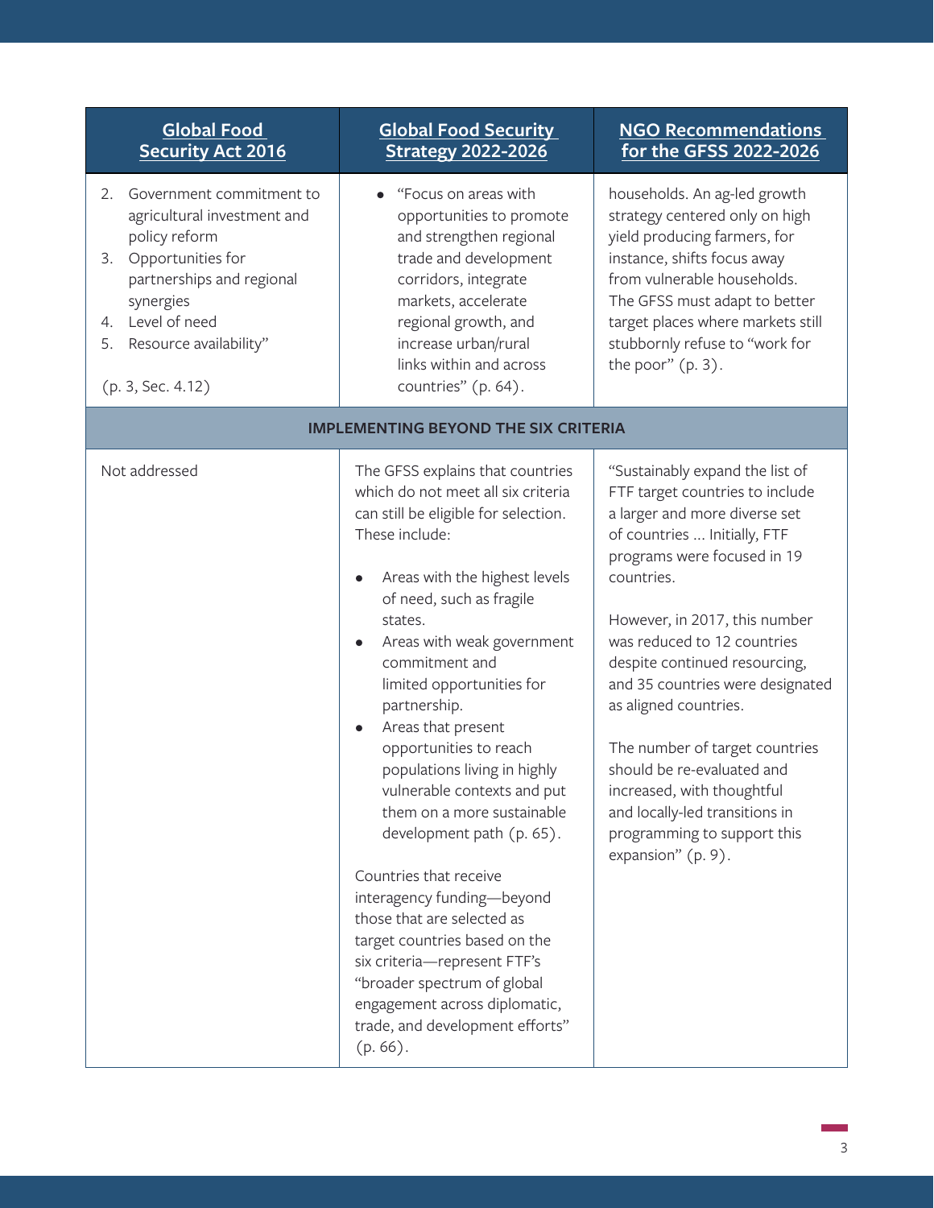| Global Food Security Act 2016 | Global Food Security Strategy 2022-2026 | NGO Recommendations for the GFSS 2022-2026 |
|---|---|---|
| 2. Government commitment to agricultural investment and policy reform<br>3. Opportunities for partnerships and regional synergies<br>4. Level of need<br>5. Resource availability"<br><br>(p. 3, Sec. 4.12) | • "Focus on areas with opportunities to promote and strengthen regional trade and development corridors, integrate markets, accelerate regional growth, and increase urban/rural links within and across countries" (p. 64). | households. An ag-led growth strategy centered only on high yield producing farmers, for instance, shifts focus away from vulnerable households. The GFSS must adapt to better target places where markets still stubbornly refuse to "work for the poor" (p. 3). |
| **IMPLEMENTING BEYOND THE SIX CRITERIA** | | |
| Not addressed | The GFSS explains that countries which do not meet all six criteria can still be eligible for selection. These include:<br><br>• Areas with the highest levels of need, such as fragile states.<br>• Areas with weak government commitment and limited opportunities for partnership.<br>• Areas that present opportunities to reach populations living in highly vulnerable contexts and put them on a more sustainable development path (p. 65).<br><br>Countries that receive interagency funding—beyond those that are selected as target countries based on the six criteria—represent FTF's "broader spectrum of global engagement across diplomatic, trade, and development efforts" (p. 66). | "Sustainably expand the list of FTF target countries to include a larger and more diverse set of countries ... Initially, FTF programs were focused in 19 countries.<br><br>However, in 2017, this number was reduced to 12 countries despite continued resourcing, and 35 countries were designated as aligned countries.<br><br>The number of target countries should be re-evaluated and increased, with thoughtful and locally-led transitions in programming to support this expansion" (p. 9). |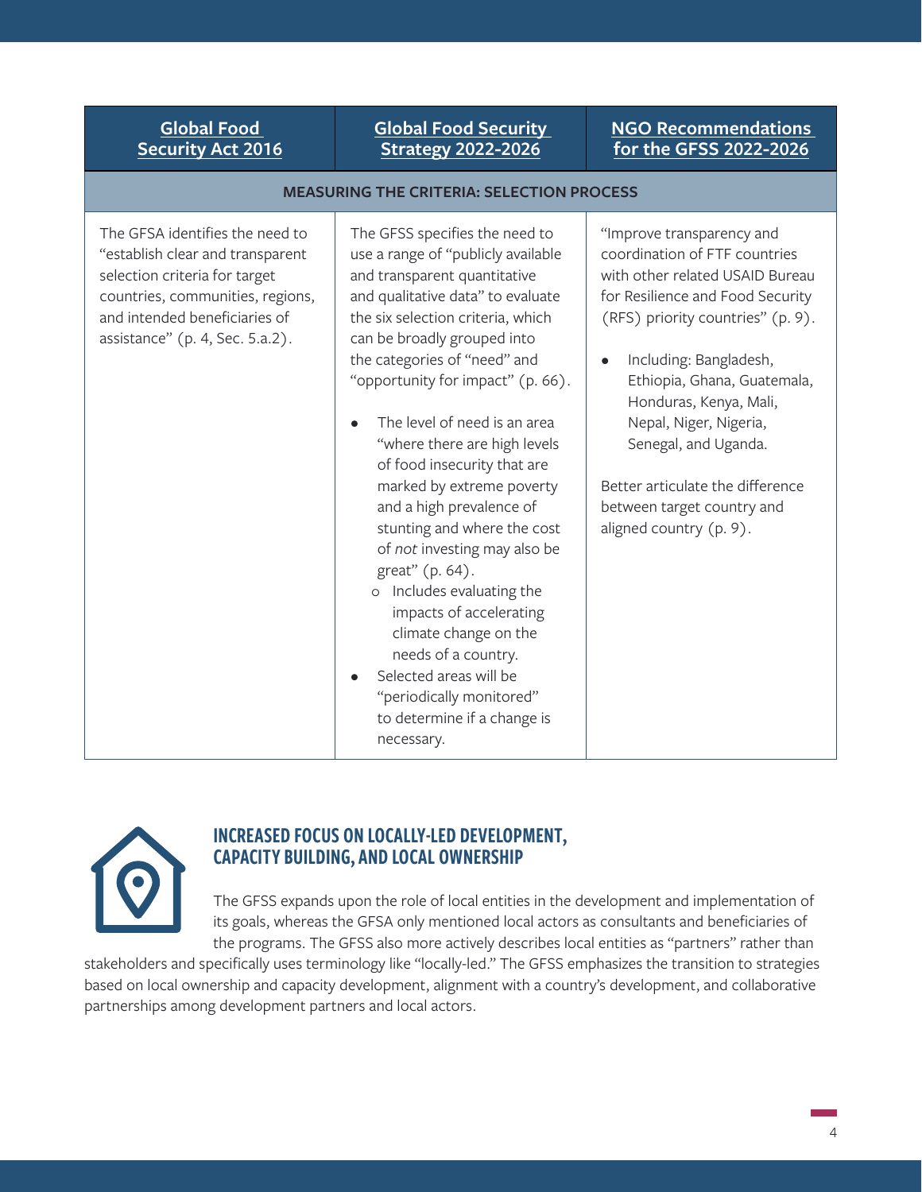| Global Food Security Act 2016 | Global Food Security Strategy 2022-2026 | NGO Recommendations for the GFSS 2022-2026 |
|---|---|---|
| **MEASURING THE CRITERIA: SELECTION PROCESS** | | |
| The GFSA identifies the need to "establish clear and transparent selection criteria for target countries, communities, regions, and intended beneficiaries of assistance" (p. 4, Sec. 5.a.2). | The GFSS specifies the need to use a range of "publicly available and transparent quantitative and qualitative data" to evaluate the six selection criteria, which can be broadly grouped into the categories of "need" and "opportunity for impact" (p. 66).<br><br>• The level of need is an area "where there are high levels of food insecurity that are marked by extreme poverty and a high prevalence of stunting and where the cost of *not* investing may also be great" (p. 64).<br>&nbsp;&nbsp;&nbsp;&nbsp;o Includes evaluating the impacts of accelerating climate change on the needs of a country.<br>• Selected areas will be "periodically monitored" to determine if a change is necessary. | "Improve transparency and coordination of FTF countries with other related USAID Bureau for Resilience and Food Security (RFS) priority countries" (p. 9).<br><br>• Including: Bangladesh, Ethiopia, Ghana, Guatemala, Honduras, Kenya, Mali, Nepal, Niger, Nigeria, Senegal, and Uganda.<br><br>Better articulate the difference between target country and aligned country (p. 9). |

## INCREASED FOCUS ON LOCALLY-LED DEVELOPMENT, CAPACITY BUILDING, AND LOCAL OWNERSHIP

The GFSS expands upon the role of local entities in the development and implementation of its goals, whereas the GFSA only mentioned local actors as consultants and beneficiaries of the programs. The GFSS also more actively describes local entities as "partners" rather than stakeholders and specifically uses terminology like "locally-led." The GFSS emphasizes the transition to strategies based on local ownership and capacity development, alignment with a country's development, and collaborative partnerships among development partners and local actors.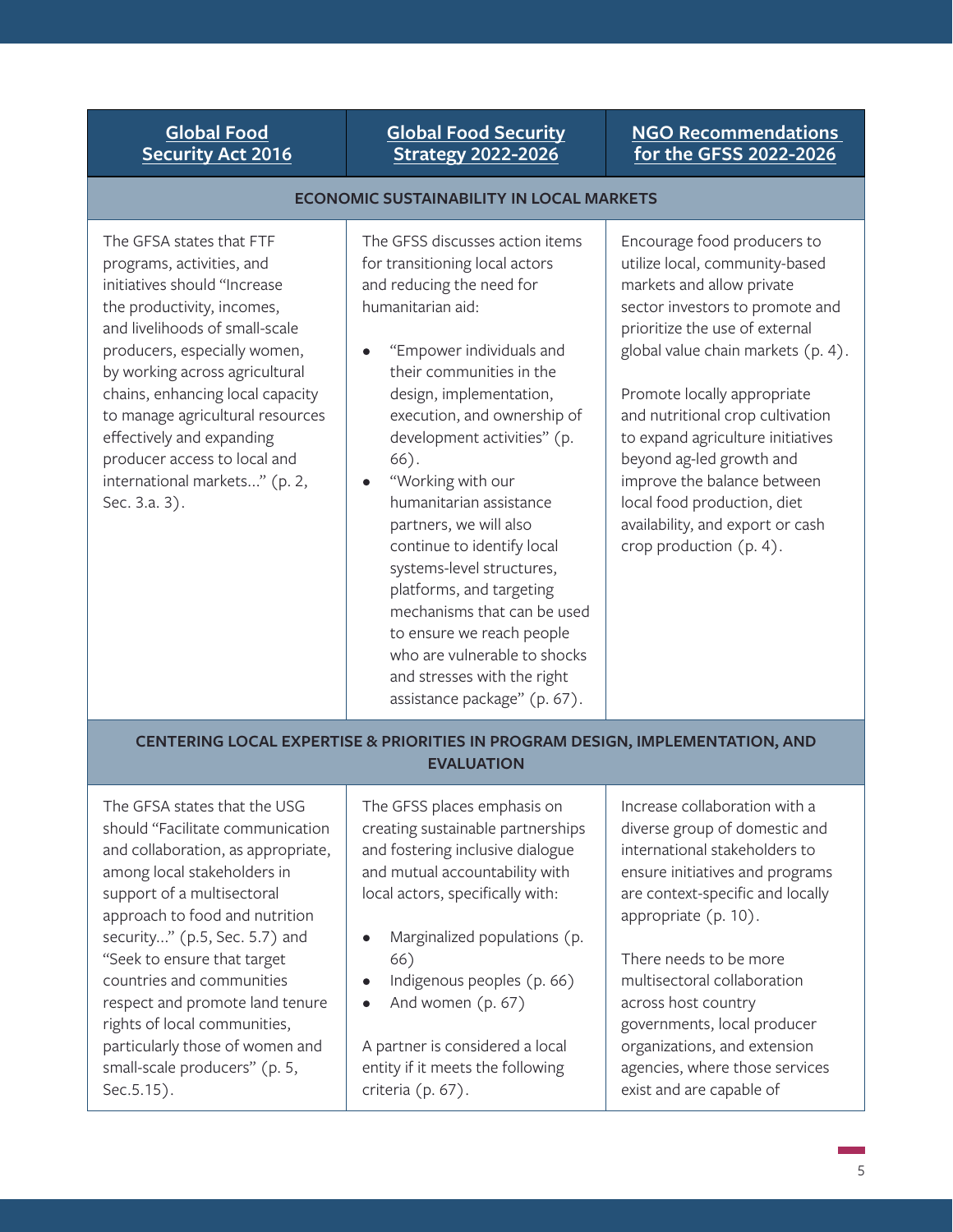| Global Food Security Act 2016 | Global Food Security Strategy 2022-2026 | NGO Recommendations for the GFSS 2022-2026 |
|---|---|---|
| **ECONOMIC SUSTAINABILITY IN LOCAL MARKETS** | | |
| The GFSA states that FTF programs, activities, and initiatives should "Increase the productivity, incomes, and livelihoods of small-scale producers, especially women, by working across agricultural chains, enhancing local capacity to manage agricultural resources effectively and expanding producer access to local and international markets..." (p. 2, Sec. 3.a. 3). | The GFSS discusses action items for transitioning local actors and reducing the need for humanitarian aid:<br>• "Empower individuals and their communities in the design, implementation, execution, and ownership of development activities" (p. 66).<br>• "Working with our humanitarian assistance partners, we will also continue to identify local systems-level structures, platforms, and targeting mechanisms that can be used to ensure we reach people who are vulnerable to shocks and stresses with the right assistance package" (p. 67). | Encourage food producers to utilize local, community-based markets and allow private sector investors to promote and prioritize the use of external global value chain markets (p. 4).<br><br>Promote locally appropriate and nutritional crop cultivation to expand agriculture initiatives beyond ag-led growth and improve the balance between local food production, diet availability, and export or cash crop production (p. 4). |
| **CENTERING LOCAL EXPERTISE & PRIORITIES IN PROGRAM DESIGN, IMPLEMENTATION, AND EVALUATION** | | |
| The GFSA states that the USG should "Facilitate communication and collaboration, as appropriate, among local stakeholders in support of a multisectoral approach to food and nutrition security..." (p.5, Sec. 5.7) and "Seek to ensure that target countries and communities respect and promote land tenure rights of local communities, particularly those of women and small-scale producers" (p. 5, Sec.5.15). | The GFSS places emphasis on creating sustainable partnerships and fostering inclusive dialogue and mutual accountability with local actors, specifically with:<br>• Marginalized populations (p. 66)<br>• Indigenous peoples (p. 66)<br>• And women (p. 67)<br><br>A partner is considered a local entity if it meets the following criteria (p. 67). | Increase collaboration with a diverse group of domestic and international stakeholders to ensure initiatives and programs are context-specific and locally appropriate (p. 10).<br><br>There needs to be more multisectoral collaboration across host country governments, local producer organizations, and extension agencies, where those services exist and are capable of |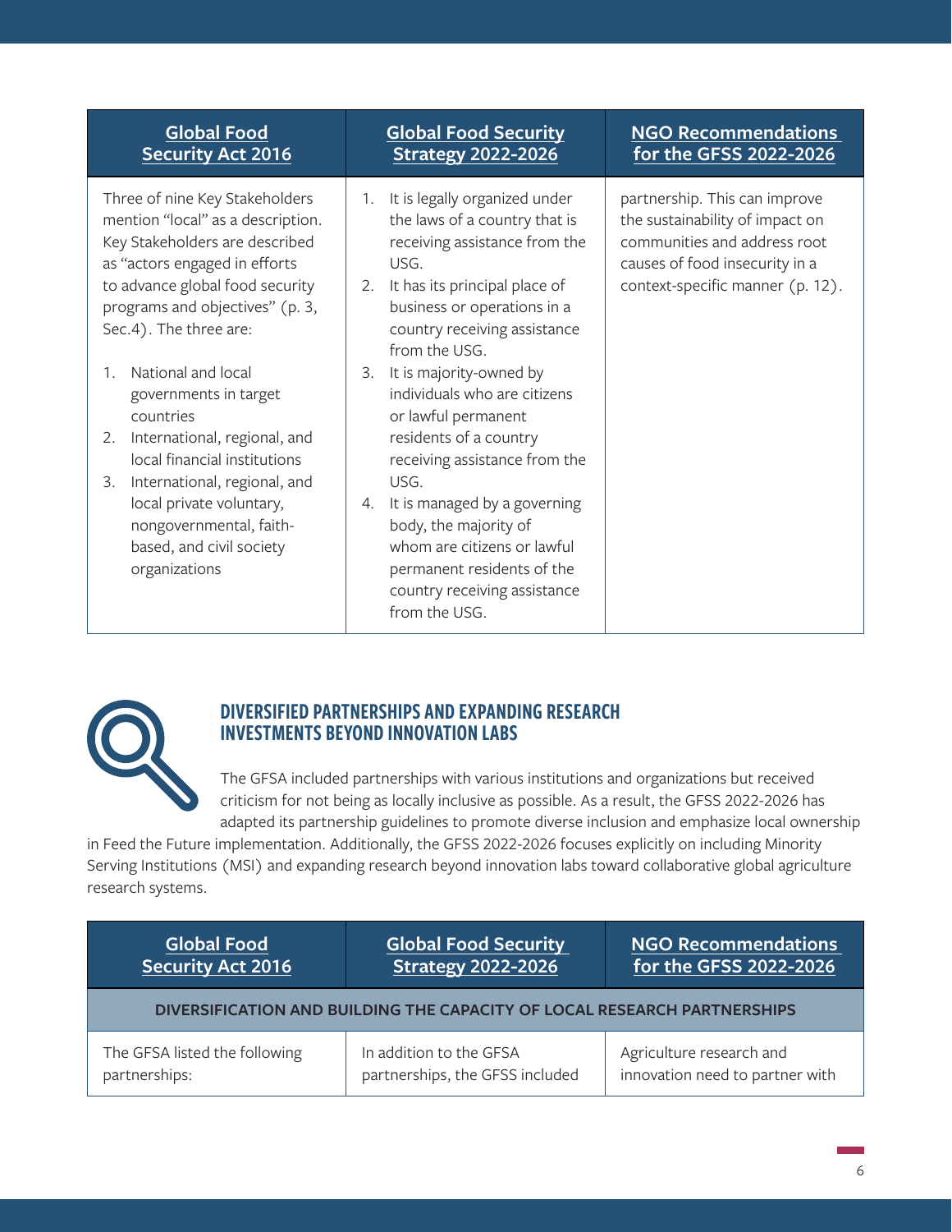| Global Food Security Act 2016 | Global Food Security Strategy 2022-2026 | NGO Recommendations for the GFSS 2022-2026 |
|---|---|---|
| Three of nine Key Stakeholders mention "local" as a description. Key Stakeholders are described as "actors engaged in efforts to advance global food security programs and objectives" (p. 3, Sec.4). The three are:<br><br>1. National and local governments in target countries<br>2. International, regional, and local financial institutions<br>3. International, regional, and local private voluntary, nongovernmental, faith-based, and civil society organizations | 1. It is legally organized under the laws of a country that is receiving assistance from the USG.<br>2. It has its principal place of business or operations in a country receiving assistance from the USG.<br>3. It is majority-owned by individuals who are citizens or lawful permanent residents of a country receiving assistance from the USG.<br>4. It is managed by a governing body, the majority of whom are citizens or lawful permanent residents of the country receiving assistance from the USG. | partnership. This can improve the sustainability of impact on communities and address root causes of food insecurity in a context-specific manner (p. 12). |

## DIVERSIFIED PARTNERSHIPS AND EXPANDING RESEARCH INVESTMENTS BEYOND INNOVATION LABS

The GFSA included partnerships with various institutions and organizations but received criticism for not being as locally inclusive as possible. As a result, the GFSS 2022-2026 has adapted its partnership guidelines to promote diverse inclusion and emphasize local ownership in Feed the Future implementation. Additionally, the GFSS 2022-2026 focuses explicitly on including Minority Serving Institutions (MSI) and expanding research beyond innovation labs toward collaborative global agriculture research systems.

| Global Food Security Act 2016 | Global Food Security Strategy 2022-2026 | NGO Recommendations for the GFSS 2022-2026 |
|---|---|---|
| **DIVERSIFICATION AND BUILDING THE CAPACITY OF LOCAL RESEARCH PARTNERSHIPS** | | |
| The GFSA listed the following partnerships: | In addition to the GFSA partnerships, the GFSS included | Agriculture research and innovation need to partner with |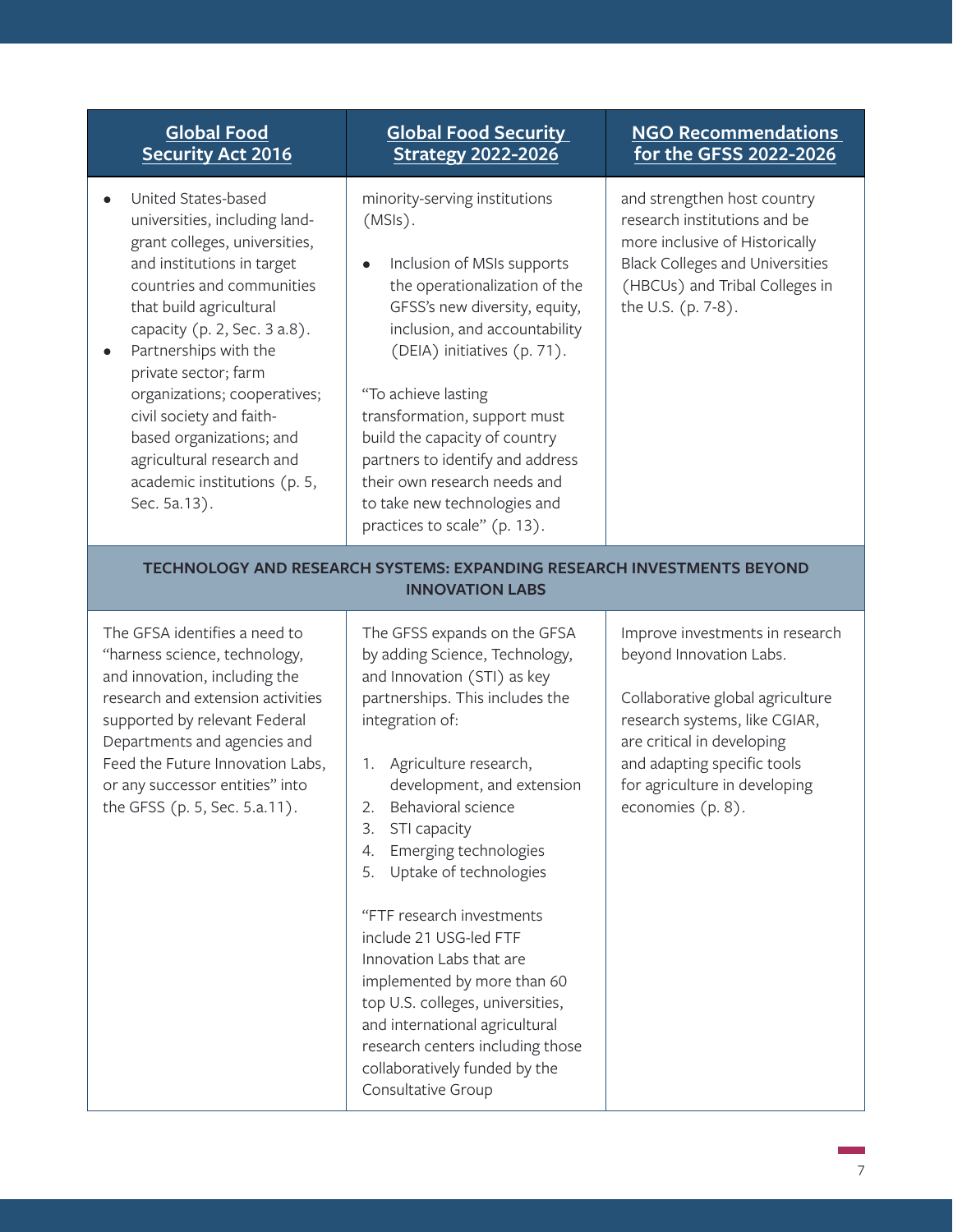| Global Food Security Act 2016 | Global Food Security Strategy 2022-2026 | NGO Recommendations for the GFSS 2022-2026 |
|---|---|---|
| • United States-based universities, including land-grant colleges, universities, and institutions in target countries and communities that build agricultural capacity (p. 2, Sec. 3 a.8).<br>• Partnerships with the private sector; farm organizations; cooperatives; civil society and faith-based organizations; and agricultural research and academic institutions (p. 5, Sec. 5a.13). | minority-serving institutions (MSIs).<br><br>• Inclusion of MSIs supports the operationalization of the GFSS's new diversity, equity, inclusion, and accountability (DEIA) initiatives (p. 71).<br><br>"To achieve lasting transformation, support must build the capacity of country partners to identify and address their own research needs and to take new technologies and practices to scale" (p. 13). | and strengthen host country research institutions and be more inclusive of Historically Black Colleges and Universities (HBCUs) and Tribal Colleges in the U.S. (p. 7-8). |
| **TECHNOLOGY AND RESEARCH SYSTEMS: EXPANDING RESEARCH INVESTMENTS BEYOND INNOVATION LABS** | | |
| The GFSA identifies a need to "harness science, technology, and innovation, including the research and extension activities supported by relevant Federal Departments and agencies and Feed the Future Innovation Labs, or any successor entities" into the GFSS (p. 5, Sec. 5.a.11). | The GFSS expands on the GFSA by adding Science, Technology, and Innovation (STI) as key partnerships. This includes the integration of:<br><br>1. Agriculture research, development, and extension<br>2. Behavioral science<br>3. STI capacity<br>4. Emerging technologies<br>5. Uptake of technologies<br><br>"FTF research investments include 21 USG-led FTF Innovation Labs that are implemented by more than 60 top U.S. colleges, universities, and international agricultural research centers including those collaboratively funded by the Consultative Group | Improve investments in research beyond Innovation Labs.<br><br>Collaborative global agriculture research systems, like CGIAR, are critical in developing and adapting specific tools for agriculture in developing economies (p. 8). |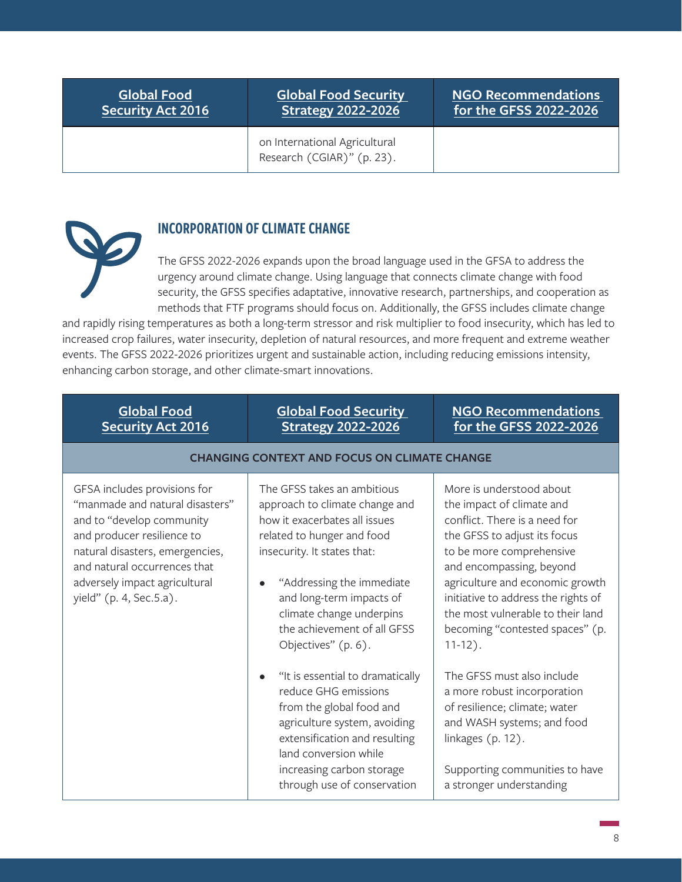| Global Food Security Act 2016 | Global Food Security Strategy 2022-2026 | NGO Recommendations for the GFSS 2022-2026 |
| --- | --- | --- |
| | on International Agricultural Research (CGIAR)" (p. 23). | |

## INCORPORATION OF CLIMATE CHANGE

The GFSS 2022-2026 expands upon the broad language used in the GFSA to address the urgency around climate change. Using language that connects climate change with food security, the GFSS specifies adaptative, innovative research, partnerships, and cooperation as methods that FTF programs should focus on. Additionally, the GFSS includes climate change and rapidly rising temperatures as both a long-term stressor and risk multiplier to food insecurity, which has led to increased crop failures, water insecurity, depletion of natural resources, and more frequent and extreme weather events. The GFSS 2022-2026 prioritizes urgent and sustainable action, including reducing emissions intensity, enhancing carbon storage, and other climate-smart innovations.

| Global Food Security Act 2016 | Global Food Security Strategy 2022-2026 | NGO Recommendations for the GFSS 2022-2026 |
| --- | --- | --- |
| **CHANGING CONTEXT AND FOCUS ON CLIMATE CHANGE** | | |
| GFSA includes provisions for "manmade and natural disasters" and to "develop community and producer resilience to natural disasters, emergencies, and natural occurrences that adversely impact agricultural yield" (p. 4, Sec.5.a). | The GFSS takes an ambitious approach to climate change and how it exacerbates all issues related to hunger and food insecurity. It states that:<br><br>• "Addressing the immediate and long-term impacts of climate change underpins the achievement of all GFSS Objectives" (p. 6).<br><br>• "It is essential to dramatically reduce GHG emissions from the global food and agriculture system, avoiding extensification and resulting land conversion while increasing carbon storage through use of conservation | More is understood about the impact of climate and conflict. There is a need for the GFSS to adjust its focus to be more comprehensive and encompassing, beyond agriculture and economic growth initiative to address the rights of the most vulnerable to their land becoming "contested spaces" (p. 11-12).<br><br>The GFSS must also include a more robust incorporation of resilience; climate; water and WASH systems; and food linkages (p. 12).<br><br>Supporting communities to have a stronger understanding |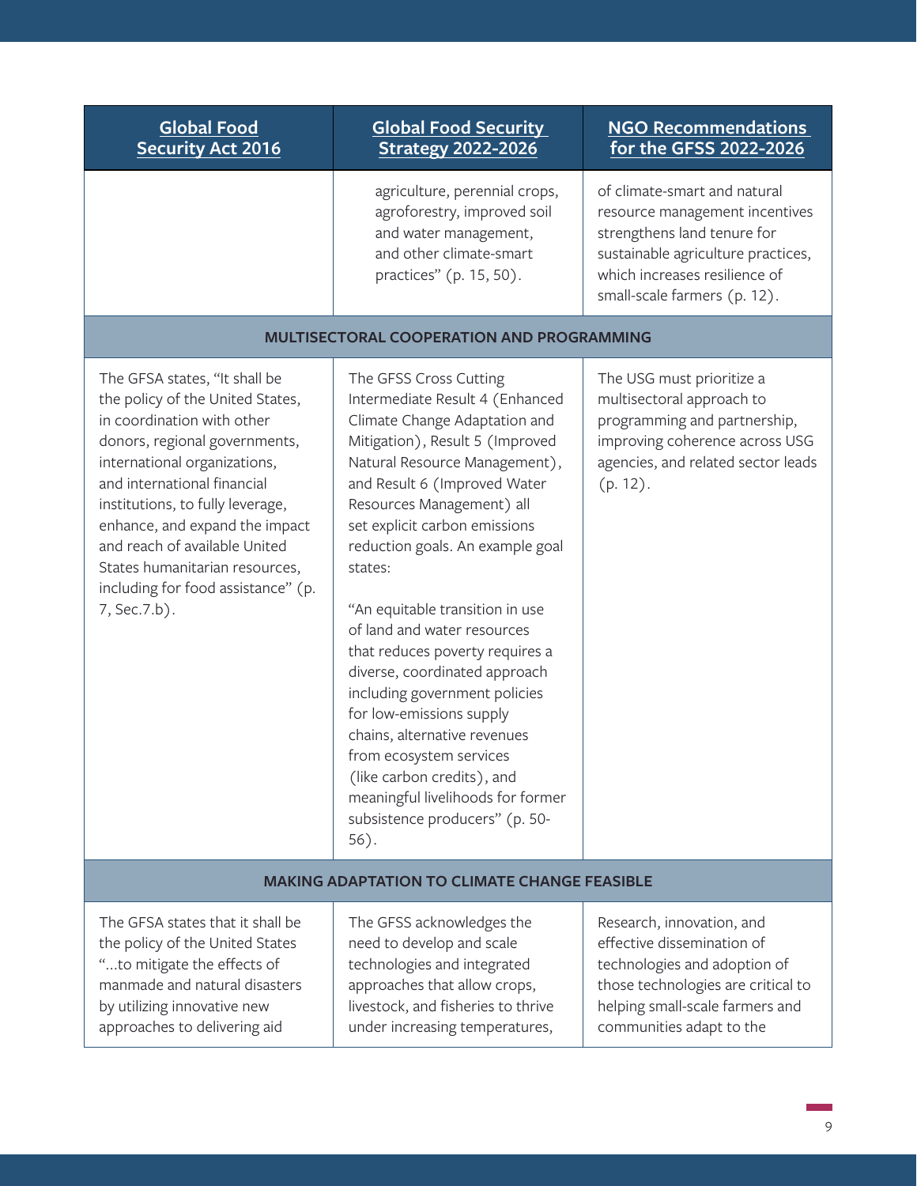| Global Food Security Act 2016 | Global Food Security Strategy 2022-2026 | NGO Recommendations for the GFSS 2022-2026 |
|---|---|---|
| | agriculture, perennial crops, agroforestry, improved soil and water management, and other climate-smart practices" (p. 15, 50). | of climate-smart and natural resource management incentives strengthens land tenure for sustainable agriculture practices, which increases resilience of small-scale farmers (p. 12). |
| **MULTISECTORAL COOPERATION AND PROGRAMMING** | | |
| The GFSA states, "It shall be the policy of the United States, in coordination with other donors, regional governments, international organizations, and international financial institutions, to fully leverage, enhance, and expand the impact and reach of available United States humanitarian resources, including for food assistance" (p. 7, Sec.7.b). | The GFSS Cross Cutting Intermediate Result 4 (Enhanced Climate Change Adaptation and Mitigation), Result 5 (Improved Natural Resource Management), and Result 6 (Improved Water Resources Management) all set explicit carbon emissions reduction goals. An example goal states:<br><br>"An equitable transition in use of land and water resources that reduces poverty requires a diverse, coordinated approach including government policies for low-emissions supply chains, alternative revenues from ecosystem services (like carbon credits), and meaningful livelihoods for former subsistence producers" (p. 50-56). | The USG must prioritize a multisectoral approach to programming and partnership, improving coherence across USG agencies, and related sector leads (p. 12). |
| **MAKING ADAPTATION TO CLIMATE CHANGE FEASIBLE** | | |
| The GFSA states that it shall be the policy of the United States "...to mitigate the effects of manmade and natural disasters by utilizing innovative new approaches to delivering aid | The GFSS acknowledges the need to develop and scale technologies and integrated approaches that allow crops, livestock, and fisheries to thrive under increasing temperatures, | Research, innovation, and effective dissemination of technologies and adoption of those technologies are critical to helping small-scale farmers and communities adapt to the |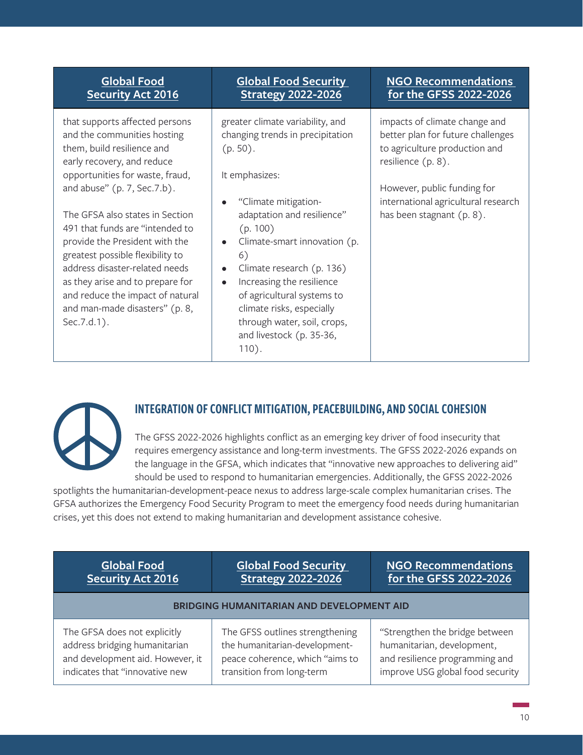| Global Food Security Act 2016 | Global Food Security Strategy 2022-2026 | NGO Recommendations for the GFSS 2022-2026 |
|---|---|---|
| that supports affected persons and the communities hosting them, build resilience and early recovery, and reduce opportunities for waste, fraud, and abuse" (p. 7, Sec.7.b).<br><br>The GFSA also states in Section 491 that funds are "intended to provide the President with the greatest possible flexibility to address disaster-related needs as they arise and to prepare for and reduce the impact of natural and man-made disasters" (p. 8, Sec.7.d.1). | greater climate variability, and changing trends in precipitation (p. 50).<br><br>It emphasizes:<br>• "Climate mitigation-adaptation and resilience" (p. 100)<br>• Climate-smart innovation (p. 6)<br>• Climate research (p. 136)<br>• Increasing the resilience of agricultural systems to climate risks, especially through water, soil, crops, and livestock (p. 35-36, 110). | impacts of climate change and better plan for future challenges to agriculture production and resilience (p. 8).<br><br>However, public funding for international agricultural research has been stagnant (p. 8). |

## INTEGRATION OF CONFLICT MITIGATION, PEACEBUILDING, AND SOCIAL COHESION

The GFSS 2022-2026 highlights conflict as an emerging key driver of food insecurity that requires emergency assistance and long-term investments. The GFSS 2022-2026 expands on the language in the GFSA, which indicates that "innovative new approaches to delivering aid" should be used to respond to humanitarian emergencies. Additionally, the GFSS 2022-2026 spotlights the humanitarian-development-peace nexus to address large-scale complex humanitarian crises. The GFSA authorizes the Emergency Food Security Program to meet the emergency food needs during humanitarian crises, yet this does not extend to making humanitarian and development assistance cohesive.

| Global Food Security Act 2016 | Global Food Security Strategy 2022-2026 | NGO Recommendations for the GFSS 2022-2026 |
|---|---|---|
| **BRIDGING HUMANITARIAN AND DEVELOPMENT AID** | | |
| The GFSA does not explicitly address bridging humanitarian and development aid. However, it indicates that "innovative new | The GFSS outlines strengthening the humanitarian-development-peace coherence, which "aims to transition from long-term | "Strengthen the bridge between humanitarian, development, and resilience programming and improve USG global food security |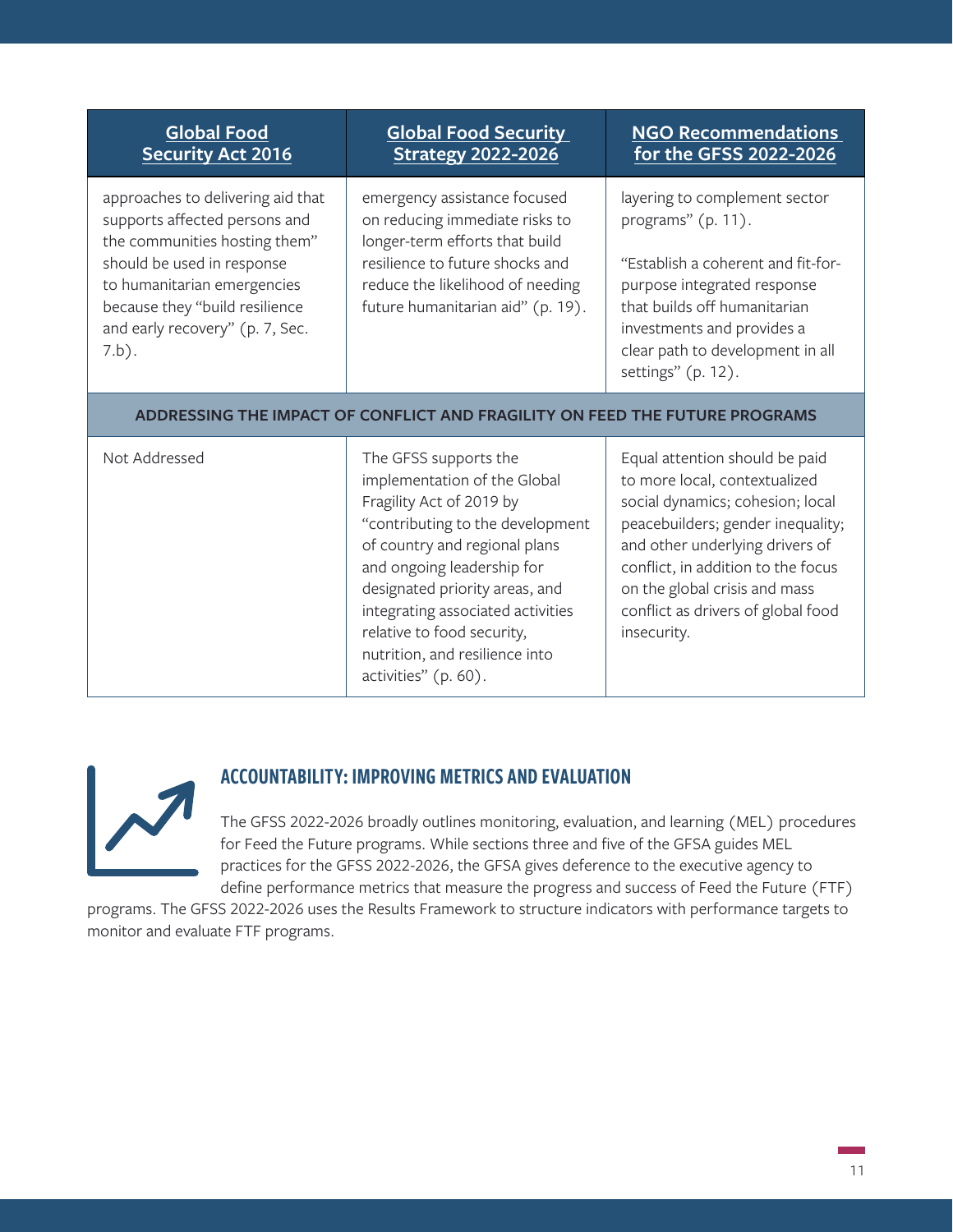| Global Food Security Act 2016 | Global Food Security Strategy 2022-2026 | NGO Recommendations for the GFSS 2022-2026 |
| --- | --- | --- |
| approaches to delivering aid that supports affected persons and the communities hosting them" should be used in response to humanitarian emergencies because they "build resilience and early recovery" (p. 7, Sec. 7.b). | emergency assistance focused on reducing immediate risks to longer-term efforts that build resilience to future shocks and reduce the likelihood of needing future humanitarian aid" (p. 19). | layering to complement sector programs" (p. 11).<br><br>"Establish a coherent and fit-for-purpose integrated response that builds off humanitarian investments and provides a clear path to development in all settings" (p. 12). |
| **ADDRESSING THE IMPACT OF CONFLICT AND FRAGILITY ON FEED THE FUTURE PROGRAMS** | | |
| Not Addressed | The GFSS supports the implementation of the Global Fragility Act of 2019 by "contributing to the development of country and regional plans and ongoing leadership for designated priority areas, and integrating associated activities relative to food security, nutrition, and resilience into activities" (p. 60). | Equal attention should be paid to more local, contextualized social dynamics; cohesion; local peacebuilders; gender inequality; and other underlying drivers of conflict, in addition to the focus on the global crisis and mass conflict as drivers of global food insecurity. |

## ACCOUNTABILITY: IMPROVING METRICS AND EVALUATION

The GFSS 2022-2026 broadly outlines monitoring, evaluation, and learning (MEL) procedures for Feed the Future programs. While sections three and five of the GFSA guides MEL practices for the GFSS 2022-2026, the GFSA gives deference to the executive agency to define performance metrics that measure the progress and success of Feed the Future (FTF) programs. The GFSS 2022-2026 uses the Results Framework to structure indicators with performance targets to monitor and evaluate FTF programs.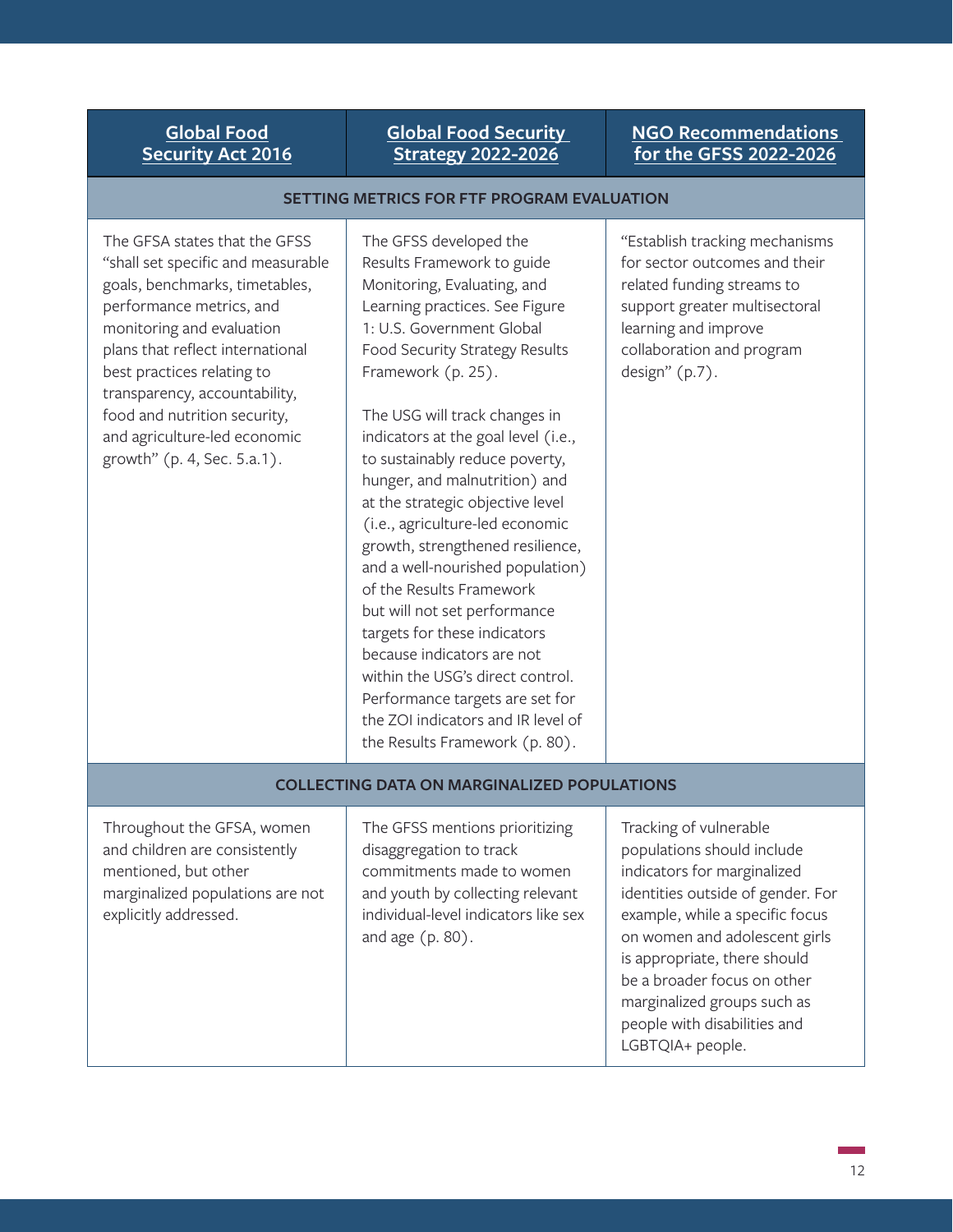| [Global Food Security Act 2016]() | [Global Food Security Strategy 2022-2026]() | [NGO Recommendations for the GFSS 2022-2026]() |
|---|---|---|
| **SETTING METRICS FOR FTF PROGRAM EVALUATION** | | |
| The GFSA states that the GFSS "shall set specific and measurable goals, benchmarks, timetables, performance metrics, and monitoring and evaluation plans that reflect international best practices relating to transparency, accountability, food and nutrition security, and agriculture-led economic growth" (p. 4, Sec. 5.a.1). | The GFSS developed the Results Framework to guide Monitoring, Evaluating, and Learning practices. See Figure 1: U.S. Government Global Food Security Strategy Results Framework (p. 25).<br><br>The USG will track changes in indicators at the goal level (i.e., to sustainably reduce poverty, hunger, and malnutrition) and at the strategic objective level (i.e., agriculture-led economic growth, strengthened resilience, and a well-nourished population) of the Results Framework but will not set performance targets for these indicators because indicators are not within the USG's direct control. Performance targets are set for the ZOI indicators and IR level of the Results Framework (p. 80). | "Establish tracking mechanisms for sector outcomes and their related funding streams to support greater multisectoral learning and improve collaboration and program design" (p.7). |
| **COLLECTING DATA ON MARGINALIZED POPULATIONS** | | |
| Throughout the GFSA, women and children are consistently mentioned, but other marginalized populations are not explicitly addressed. | The GFSS mentions prioritizing disaggregation to track commitments made to women and youth by collecting relevant individual-level indicators like sex and age (p. 80). | Tracking of vulnerable populations should include indicators for marginalized identities outside of gender. For example, while a specific focus on women and adolescent girls is appropriate, there should be a broader focus on other marginalized groups such as people with disabilities and LGBTQIA+ people. |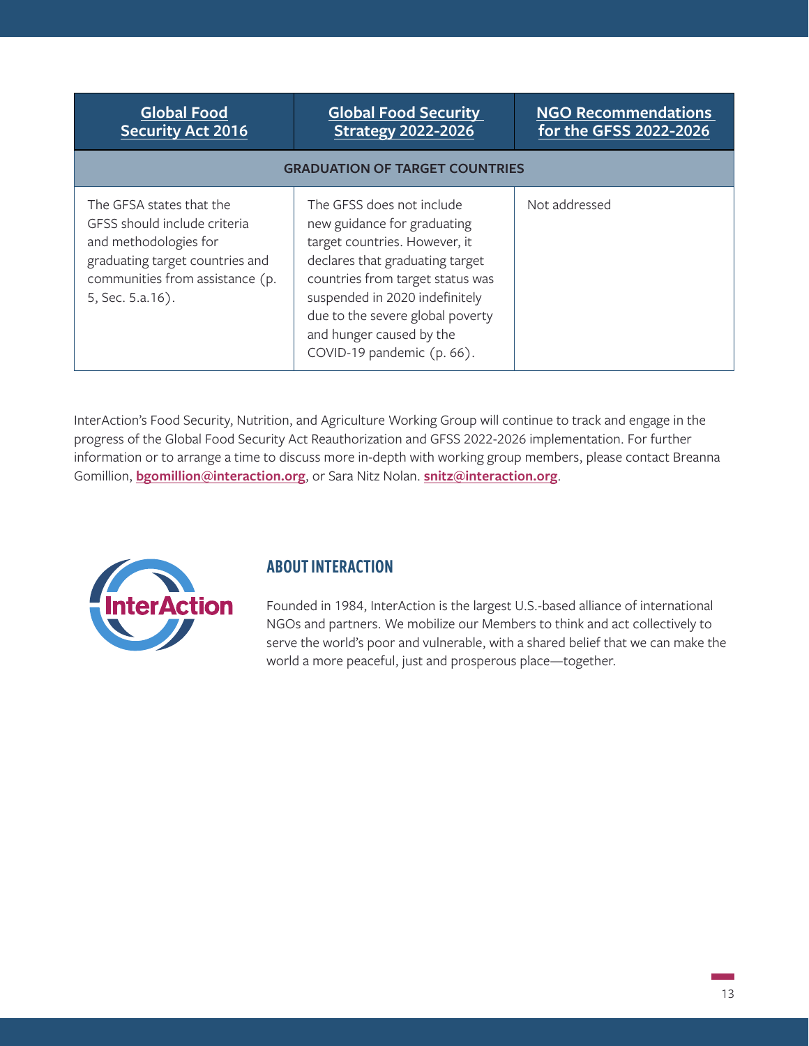| Global Food Security Act 2016 | Global Food Security Strategy 2022-2026 | NGO Recommendations for the GFSS 2022-2026 |
|---|---|---|
| **GRADUATION OF TARGET COUNTRIES** | | |
| The GFSA states that the GFSS should include criteria and methodologies for graduating target countries and communities from assistance (p. 5, Sec. 5.a.16). | The GFSS does not include new guidance for graduating target countries. However, it declares that graduating target countries from target status was suspended in 2020 indefinitely due to the severe global poverty and hunger caused by the COVID-19 pandemic (p. 66). | Not addressed |

InterAction's Food Security, Nutrition, and Agriculture Working Group will continue to track and engage in the progress of the Global Food Security Act Reauthorization and GFSS 2022-2026 implementation. For further information or to arrange a time to discuss more in-depth with working group members, please contact Breanna Gomillion, **bgomillion@interaction.org**, or Sara Nitz Nolan. **snitz@interaction.org**.

InterAction

## ABOUT INTERACTION

Founded in 1984, InterAction is the largest U.S.-based alliance of international NGOs and partners. We mobilize our Members to think and act collectively to serve the world's poor and vulnerable, with a shared belief that we can make the world a more peaceful, just and prosperous place—together.